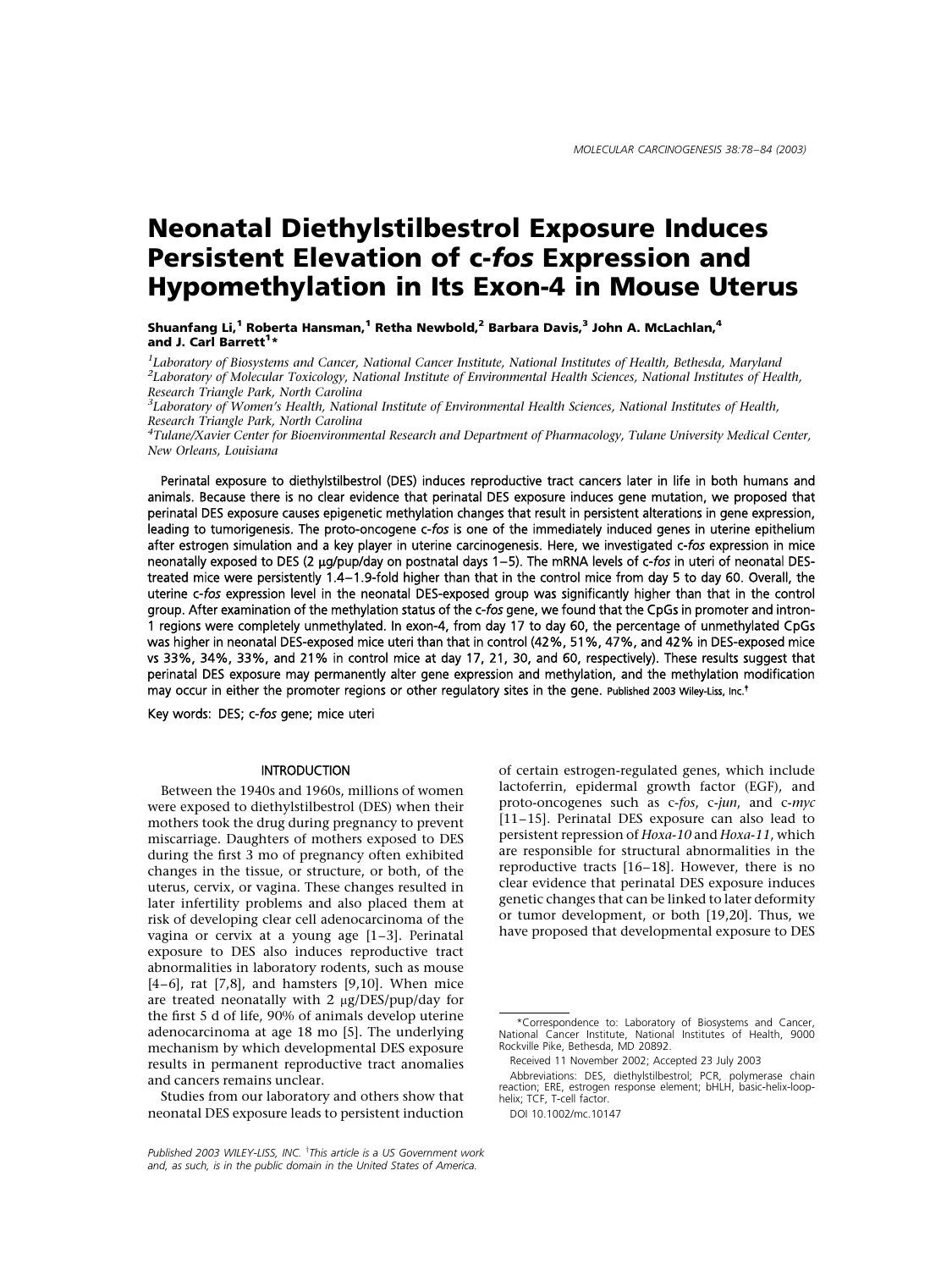# Neonatal Diethylstilbestrol Exposure Induces Persistent Elevation of c-*fos* Expression and Hypomethylation in Its Exon-4 in Mouse Uterus

**Shuanfang Li,[1] Roberta Hansman,[1] Retha Newbold,[2] Barbara Davis,[3] John A. McLachlan,[4] and J. Carl Barrett[1]***

[1]*Laboratory of Biosystems and Cancer, National Cancer Institute, National Institutes of Health, Bethesda, Maryland*
[2]*Laboratory of Molecular Toxicology, National Institute of Environmental Health Sciences, National Institutes of Health, Research Triangle Park, North Carolina*
[3]*Laboratory of Women's Health, National Institute of Environmental Health Sciences, National Institutes of Health, Research Triangle Park, North Carolina*
[4]*Tulane/Xavier Center for Bioenvironmental Research and Department of Pharmacology, Tulane University Medical Center, New Orleans, Louisiana*

Perinatal exposure to diethylstilbestrol (DES) induces reproductive tract cancers later in life in both humans and animals. Because there is no clear evidence that perinatal DES exposure induces gene mutation, we proposed that perinatal DES exposure causes epigenetic methylation changes that result in persistent alterations in gene expression, leading to tumorigenesis. The proto-oncogene c-*fos* is one of the immediately induced genes in uterine epithelium after estrogen simulation and a key player in uterine carcinogenesis. Here, we investigated c-*fos* expression in mice neonatally exposed to DES (2 μg/pup/day on postnatal days 1–5). The mRNA levels of c-*fos* in uteri of neonatal DES-treated mice were persistently 1.4–1.9-fold higher than that in the control mice from day 5 to day 60. Overall, the uterine c-*fos* expression level in the neonatal DES-exposed group was significantly higher than that in the control group. After examination of the methylation status of the c-*fos* gene, we found that the CpGs in promoter and intron-1 regions were completely unmethylated. In exon-4, from day 17 to day 60, the percentage of unmethylated CpGs was higher in neonatal DES-exposed mice uteri than that in control (42%, 51%, 47%, and 42% in DES-exposed mice vs 33%, 34%, 33%, and 21% in control mice at day 17, 21, 30, and 60, respectively). These results suggest that perinatal DES exposure may permanently alter gene expression and methylation, and the methylation modification may occur in either the promoter regions or other regulatory sites in the gene. Published 2003 Wiley-Liss, Inc.[†]

Key words: DES; c-*fos* gene; mice uteri

## INTRODUCTION

Between the 1940s and 1960s, millions of women were exposed to diethylstilbestrol (DES) when their mothers took the drug during pregnancy to prevent miscarriage. Daughters of mothers exposed to DES during the first 3 mo of pregnancy often exhibited changes in the tissue, or structure, or both, of the uterus, cervix, or vagina. These changes resulted in later infertility problems and also placed them at risk of developing clear cell adenocarcinoma of the vagina or cervix at a young age [1–3]. Perinatal exposure to DES also induces reproductive tract abnormalities in laboratory rodents, such as mouse [4–6], rat [7,8], and hamsters [9,10]. When mice are treated neonatally with 2 μg/DES/pup/day for the first 5 d of life, 90% of animals develop uterine adenocarcinoma at age 18 mo [5]. The underlying mechanism by which developmental DES exposure results in permanent reproductive tract anomalies and cancers remains unclear.

Studies from our laboratory and others show that neonatal DES exposure leads to persistent induction of certain estrogen-regulated genes, which include lactoferrin, epidermal growth factor (EGF), and proto-oncogenes such as c-*fos*, c-*jun*, and c-*myc* [11–15]. Perinatal DES exposure can also lead to persistent repression of *Hoxa-10* and *Hoxa-11*, which are responsible for structural abnormalities in the reproductive tracts [16–18]. However, there is no clear evidence that perinatal DES exposure induces genetic changes that can be linked to later deformity or tumor development, or both [19,20]. Thus, we have proposed that developmental exposure to DES

*Correspondence to: Laboratory of Biosystems and Cancer, National Cancer Institute, National Institutes of Health, 9000 Rockville Pike, Bethesda, MD 20892.

Received 11 November 2002; Accepted 23 July 2003

Abbreviations: DES, diethylstilbestrol; PCR, polymerase chain reaction; ERE, estrogen response element; bHLH, basic-helix-loop-helix; TCF, T-cell factor.

DOI 10.1002/mc.10147

Published 2003 WILEY-LISS, INC. [†]This article is a US Government work and, as such, is in the public domain in the United States of America.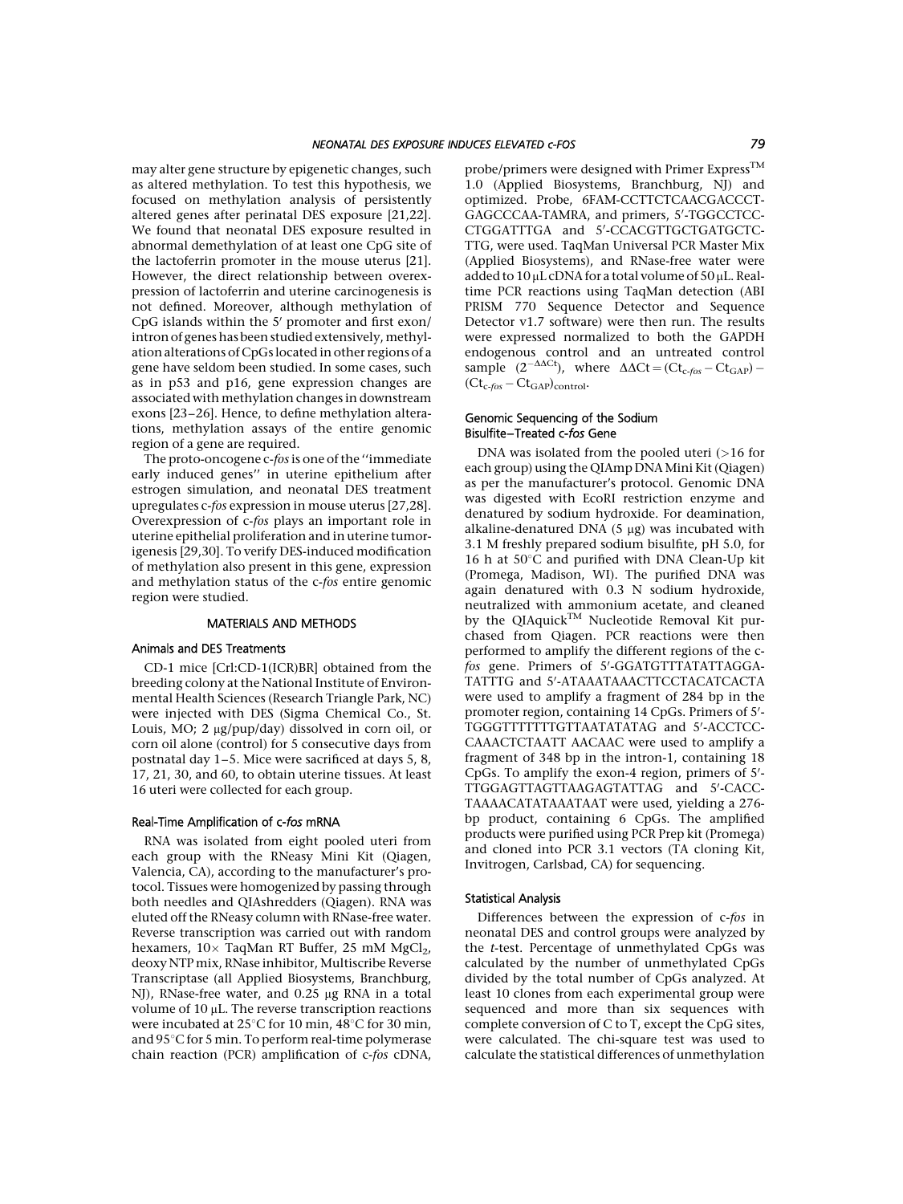may alter gene structure by epigenetic changes, such as altered methylation. To test this hypothesis, we focused on methylation analysis of persistently altered genes after perinatal DES exposure [21,22]. We found that neonatal DES exposure resulted in abnormal demethylation of at least one CpG site of the lactoferrin promoter in the mouse uterus [21]. However, the direct relationship between overexpression of lactoferrin and uterine carcinogenesis is not defined. Moreover, although methylation of CpG islands within the 5′ promoter and first exon/intron of genes has been studied extensively, methylation alterations of CpGs located in other regions of a gene have seldom been studied. In some cases, such as in p53 and p16, gene expression changes are associated with methylation changes in downstream exons [23–26]. Hence, to define methylation alterations, methylation assays of the entire genomic region of a gene are required.

The proto-oncogene c-*fos* is one of the ''immediate early induced genes'' in uterine epithelium after estrogen simulation, and neonatal DES treatment upregulates c-*fos* expression in mouse uterus [27,28]. Overexpression of c-*fos* plays an important role in uterine epithelial proliferation and in uterine tumorigenesis [29,30]. To verify DES-induced modification of methylation also present in this gene, expression and methylation status of the c-*fos* entire genomic region were studied.

## MATERIALS AND METHODS

### Animals and DES Treatments

CD-1 mice [Crl:CD-1(ICR)BR] obtained from the breeding colony at the National Institute of Environmental Health Sciences (Research Triangle Park, NC) were injected with DES (Sigma Chemical Co., St. Louis, MO; 2 μg/pup/day) dissolved in corn oil, or corn oil alone (control) for 5 consecutive days from postnatal day 1–5. Mice were sacrificed at days 5, 8, 17, 21, 30, and 60, to obtain uterine tissues. At least 16 uteri were collected for each group.

### Real-Time Amplification of c-*fos* mRNA

RNA was isolated from eight pooled uteri from each group with the RNeasy Mini Kit (Qiagen, Valencia, CA), according to the manufacturer's protocol. Tissues were homogenized by passing through both needles and QIAshredders (Qiagen). RNA was eluted off the RNeasy column with RNase-free water. Reverse transcription was carried out with random hexamers, 10× TaqMan RT Buffer, 25 mM $MgCl_2$, deoxy NTP mix, RNase inhibitor, Multiscribe Reverse Transcriptase (all Applied Biosystems, Branchburg, NJ), RNase-free water, and 0.25 μg RNA in a total volume of 10 μL. The reverse transcription reactions were incubated at 25°C for 10 min, 48°C for 30 min, and 95°C for 5 min. To perform real-time polymerase chain reaction (PCR) amplification of c-*fos* cDNA, probe/primers were designed with Primer Express™ 1.0 (Applied Biosystems, Branchburg, NJ) and optimized. Probe, 6FAM-CCTTCTCAACGACCCT-GAGCCCAA-TAMRA, and primers, 5′-TGGCCTCC-CTGGATTTGA and 5′-CCACGTTGCTGATGCTC-TTG, were used. TaqMan Universal PCR Master Mix (Applied Biosystems), and RNase-free water were added to 10 μL cDNA for a total volume of 50 μL. Real-time PCR reactions using TaqMan detection (ABI PRISM 770 Sequence Detector and Sequence Detector v1.7 software) were then run. The results were expressed normalized to both the GAPDH endogenous control and an untreated control sample ($2^{-\Delta\Delta Ct}$), where $\Delta\Delta Ct = (Ct_{c\text{-}fos} - Ct_{GAP}) - (Ct_{c\text{-}fos} - Ct_{GAP})_{control}$.

### Genomic Sequencing of the Sodium Bisulfite–Treated c-*fos* Gene

DNA was isolated from the pooled uteri (>16 for each group) using the QIAmp DNA Mini Kit (Qiagen) as per the manufacturer's protocol. Genomic DNA was digested with EcoRI restriction enzyme and denatured by sodium hydroxide. For deamination, alkaline-denatured DNA (5 μg) was incubated with 3.1 M freshly prepared sodium bisulfite, pH 5.0, for 16 h at 50°C and purified with DNA Clean-Up kit (Promega, Madison, WI). The purified DNA was again denatured with 0.3 N sodium hydroxide, neutralized with ammonium acetate, and cleaned by the QIAquick™ Nucleotide Removal Kit purchased from Qiagen. PCR reactions were then performed to amplify the different regions of the c-*fos* gene. Primers of 5′-GGATGTTTATATTAGGA-TATTTG and 5′-ATAAATAAACTTCCTACATCACTA were used to amplify a fragment of 284 bp in the promoter region, containing 14 CpGs. Primers of 5′-TGGGTTTTTTTGTTAATATATAG and 5′-ACCTCC-CAAACTCTAATT AACAAC were used to amplify a fragment of 348 bp in the intron-1, containing 18 CpGs. To amplify the exon-4 region, primers of 5′-TTGGAGTTAGTTAAGAGTATTAG and 5′-CACC-TAAAACATATAAATAAT were used, yielding a 276-bp product, containing 6 CpGs. The amplified products were purified using PCR Prep kit (Promega) and cloned into PCR 3.1 vectors (TA cloning Kit, Invitrogen, Carlsbad, CA) for sequencing.

### Statistical Analysis

Differences between the expression of c-*fos* in neonatal DES and control groups were analyzed by the *t*-test. Percentage of unmethylated CpGs was calculated by the number of unmethylated CpGs divided by the total number of CpGs analyzed. At least 10 clones from each experimental group were sequenced and more than six sequences with complete conversion of C to T, except the CpG sites, were calculated. The chi-square test was used to calculate the statistical differences of unmethylation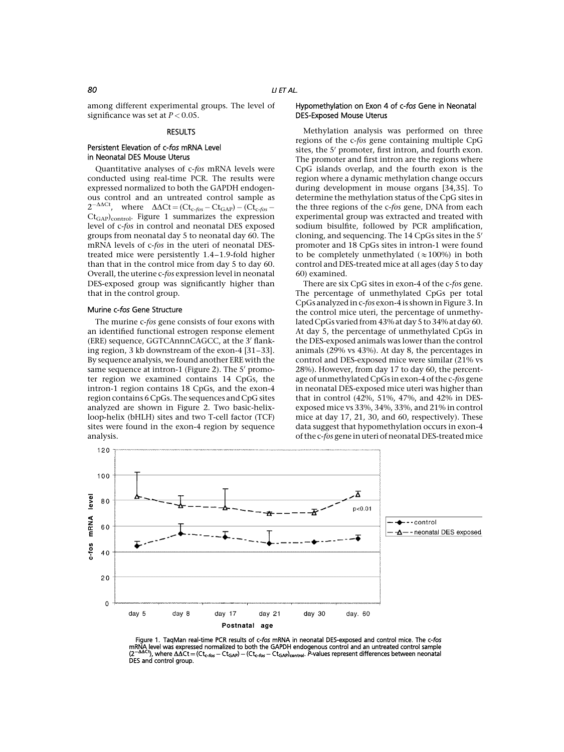among different experimental groups. The level of significance was set at $P < 0.05$.

## RESULTS

### Persistent Elevation of *c-fos* mRNA Level in Neonatal DES Mouse Uterus

Quantitative analyses of *c-fos* mRNA levels were conducted using real-time PCR. The results were expressed normalized to both the GAPDH endogenous control and an untreated control sample as $2^{-\Delta\Delta Ct}$, where $\Delta\Delta Ct = (Ct_{c\text{-}fos} - Ct_{GAP}) - (Ct_{c\text{-}fos} - Ct_{GAP})_{control}$. Figure 1 summarizes the expression level of *c-fos* in control and neonatal DES exposed groups from neonatal day 5 to neonatal day 60. The mRNA levels of *c-fos* in the uteri of neonatal DES-treated mice were persistently 1.4–1.9-fold higher than that in the control mice from day 5 to day 60. Overall, the uterine *c-fos* expression level in neonatal DES-exposed group was significantly higher than that in the control group.

### Murine *c-fos* Gene Structure

The murine *c-fos* gene consists of four exons with an identified functional estrogen response element (ERE) sequence, GGTCAnnnCAGCC, at the 3′ flanking region, 3 kb downstream of the exon-4 [31–33]. By sequence analysis, we found another ERE with the same sequence at intron-1 (Figure 2). The 5′ promoter region we examined contains 14 CpGs, the intron-1 region contains 18 CpGs, and the exon-4 region contains 6 CpGs. The sequences and CpG sites analyzed are shown in Figure 2. Two basic-helix-loop-helix (bHLH) sites and two T-cell factor (TCF) sites were found in the exon-4 region by sequence analysis.

### Hypomethylation on Exon 4 of *c-fos* Gene in Neonatal DES-Exposed Mouse Uterus

Methylation analysis was performed on three regions of the *c-fos* gene containing multiple CpG sites, the 5′ promoter, first intron, and fourth exon. The promoter and first intron are the regions where CpG islands overlap, and the fourth exon is the region where a dynamic methylation change occurs during development in mouse organs [34,35]. To determine the methylation status of the CpG sites in the three regions of the *c-fos* gene, DNA from each experimental group was extracted and treated with sodium bisulfite, followed by PCR amplification, cloning, and sequencing. The 14 CpGs sites in the 5′ promoter and 18 CpGs sites in intron-1 were found to be completely unmethylated ($\approx$100%) in both control and DES-treated mice at all ages (day 5 to day 60) examined.

There are six CpG sites in exon-4 of the *c-fos* gene. The percentage of unmethylated CpGs per total CpGs analyzed in *c-fos* exon-4 is shown in Figure 3. In the control mice uteri, the percentage of unmethylated CpGs varied from 43% at day 5 to 34% at day 60. At day 5, the percentage of unmethylated CpGs in the DES-exposed animals was lower than the control animals (29% vs 43%). At day 8, the percentages in control and DES-exposed mice were similar (21% vs 28%). However, from day 17 to day 60, the percentage of unmethylated CpGs in exon-4 of the *c-fos* gene in neonatal DES-exposed mice uteri was higher than that in control (42%, 51%, 47%, and 42% in DES-exposed mice vs 33%, 34%, 33%, and 21% in control mice at day 17, 21, 30, and 60, respectively). These data suggest that hypomethylation occurs in exon-4 of the *c-fos* gene in uteri of neonatal DES-treated mice

Figure 1. TaqMan real-time PCR results of *c-fos* mRNA in neonatal DES-exposed and control mice. The *c-fos* mRNA level was expressed normalized to both the GAPDH endogenous control and an untreated control sample ($2^{-\Delta\Delta Ct}$), where $\Delta\Delta Ct = (Ct_{c\text{-}fos} - Ct_{GAP}) - (Ct_{c\text{-}fos} - Ct_{GAP})_{control}$. *P*-values represent differences between neonatal DES and control group.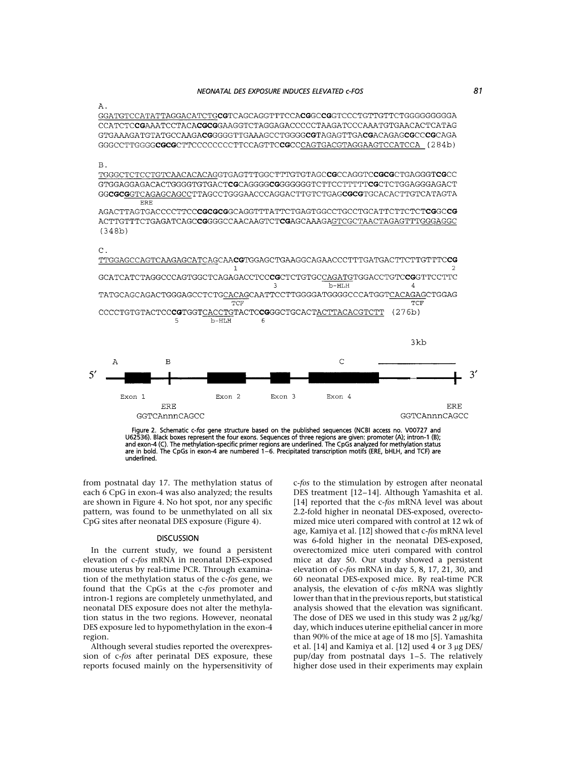A.

```
GGATGTCCATATTAGGACATCTGCGTCAGCAGGTTTCCACGGCCGGTCCCTGTTGTTCTGGGGGGGGGA
CCATCTCCGAAATCCTACACGCGGAAGGTCTAGGAGACCCCCTAAGATCCCAAATGTGAACACTCATAG
GTGAAAGATGTATGCCAAGACGGGGGTTGAAAGCCTGGGGCGTAGAGTTGACGACAGAGCGCCCGCAGA
GGGCCTTGGGGCGCGCTTCCCCCCCCTTCCAGTTCCGCCCAGTGACGTAGGAAGTCCATCCA (284b)
```

B.

```
TGGGCTCTCCTGTCAACACACAGGTGAGTTTGGCTTTGTGTAGCCGCCAGGTCCGCGCTGAGGGTCGCC
GTGGAGGAGACACTGGGGTGTGACTCGCAGGGGCGGGGGGGTCTTCCTTTTTCGCTCTGGAGGGAGACT
GGCGCGGTCAGAGCAGCCTTAGCCTGGGAACCCAGGACTTGTCTGAGCGCGTGCACACTTGTCATAGTA
     ERE
AGACTTAGTGACCCCTTCCCGCGCGGCAGGTTTATTCTGAGTGGCCTGCCTGCATTCTTCTCTCGGCCG
ACTTGTTTCTGAGATCAGCCGGGGCCAACAAGTCTCGAGCAAAGAGTCGCTAACTAGAGTTTGGGAGGC
(348b)
```

C.

```
TTGGAGCCAGTCAAGAGCATCAGCAACGTGGAGCTGAAGGCAGAACCCTTTGATGACTTCTTGTTTCCG
                          1                                          2
GCATCATCTAGGCCCAGTGGCTCAGAGACCTCCCGCTCTGTGCCAGATGTGGACCTGTCCGGTTCCTTC
                                  3         b-HLH        4
TATGCAGCAGACTGGGAGCCTCTGCACAGCAATTCCTTGGGGATGGGGCCCATGGTCACAGAGCTGGAG
                         TCF                                TCF
CCCCTGTGTACTCCCGTGGTCACCTGTACTCCGGGCTGCACTACTTACACGTCTT (276b)
              5     b-HLH      6
```

```
                                                                    3kb
    A          B                                  C
5' ----[Exon 1]---|------[Exon 2]----[Exon 3]----[Exon 4]-------------|- 3'
                 ERE                                                 ERE
            GGTCAnnnCAGCC                                       GGTCAnnnCAGCC
```

**Figure 2.** Schematic c-*fos* gene structure based on the published sequences (NCBI access no. V00727 and U62536). Black boxes represent the four exons. Sequences of three regions are given: promoter (A); intron-1 (B); and exon-4 (C). The methylation-specific primer regions are underlined. The CpGs analyzed for methylation status are in bold. The CpGs in exon-4 are numbered 1–6. Precipitated transcription motifs (ERE, bHLH, and TCF) are underlined.

from postnatal day 17. The methylation status of each 6 CpG in exon-4 was also analyzed; the results are shown in Figure 4. No hot spot, nor any specific pattern, was found to be unmethylated on all six CpG sites after neonatal DES exposure (Figure 4).

## DISCUSSION

In the current study, we found a persistent elevation of c-*fos* mRNA in neonatal DES-exposed mouse uterus by real-time PCR. Through examination of the methylation status of the c-*fos* gene, we found that the CpGs at the c-*fos* promoter and intron-1 regions are completely unmethylated, and neonatal DES exposure does not alter the methylation status in the two regions. However, neonatal DES exposure led to hypomethylation in the exon-4 region.

Although several studies reported the overexpression of c-*fos* after perinatal DES exposure, these reports focused mainly on the hypersensitivity of c-*fos* to the stimulation by estrogen after neonatal DES treatment [12–14]. Although Yamashita et al. [14] reported that the c-*fos* mRNA level was about 2.2-fold higher in neonatal DES-exposed, overectomized mice uteri compared with control at 12 wk of age, Kamiya et al. [12] showed that c-*fos* mRNA level was 6-fold higher in the neonatal DES-exposed, overectomized mice uteri compared with control mice at day 50. Our study showed a persistent elevation of c-*fos* mRNA in day 5, 8, 17, 21, 30, and 60 neonatal DES-exposed mice. By real-time PCR analysis, the elevation of c-*fos* mRNA was slightly lower than that in the previous reports, but statistical analysis showed that the elevation was significant. The dose of DES we used in this study was 2 μg/kg/day, which induces uterine epithelial cancer in more than 90% of the mice at age of 18 mo [5]. Yamashita et al. [14] and Kamiya et al. [12] used 4 or 3 μg DES/pup/day from postnatal days 1–5. The relatively higher dose used in their experiments may explain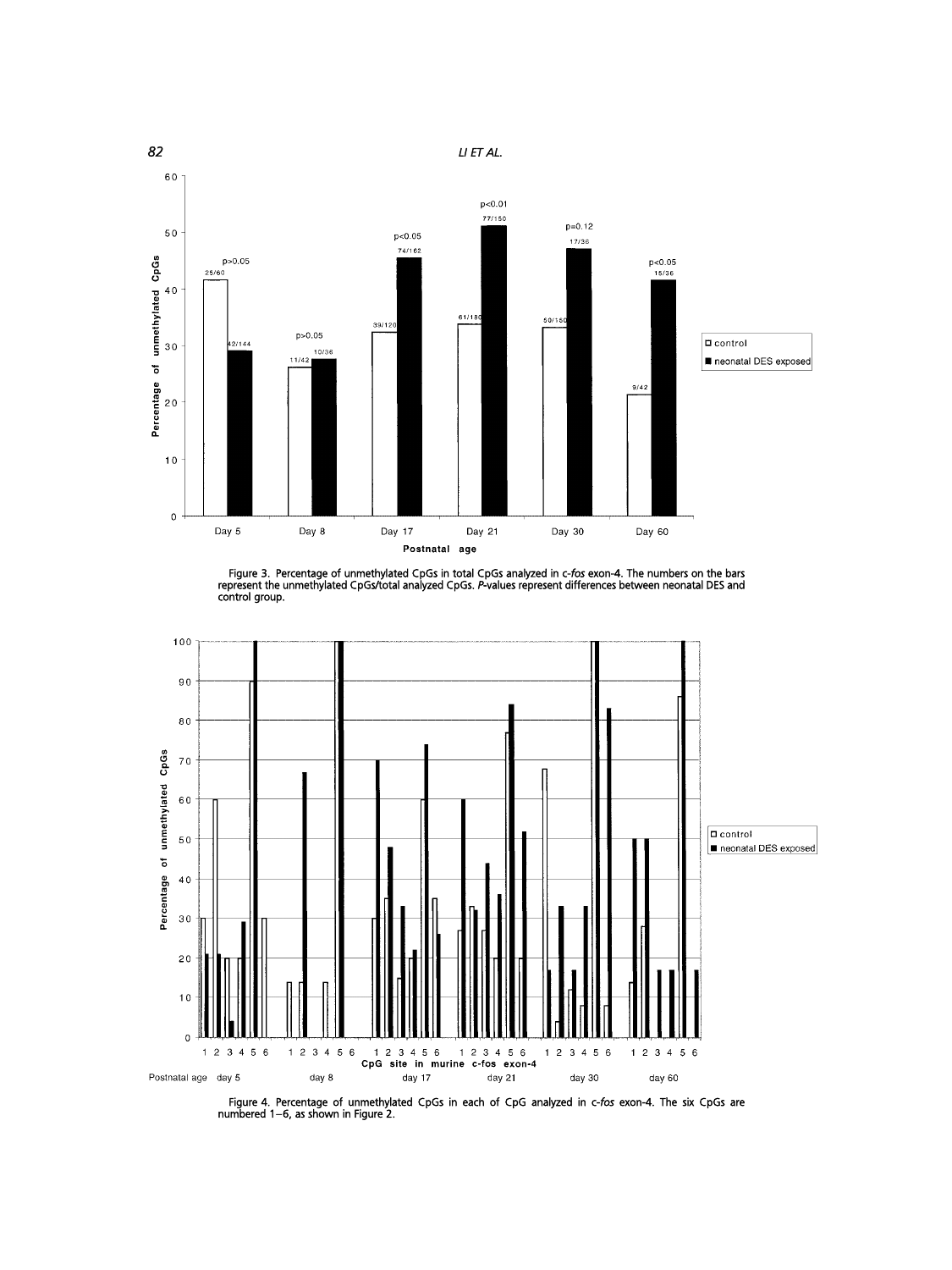Figure 3. Percentage of unmethylated CpGs in total CpGs analyzed in *c-fos* exon-4. The numbers on the bars represent the unmethylated CpGs/total analyzed CpGs. *P*-values represent differences between neonatal DES and control group.

Figure 4. Percentage of unmethylated CpGs in each of CpG analyzed in *c-fos* exon-4. The six CpGs are numbered 1–6, as shown in Figure 2.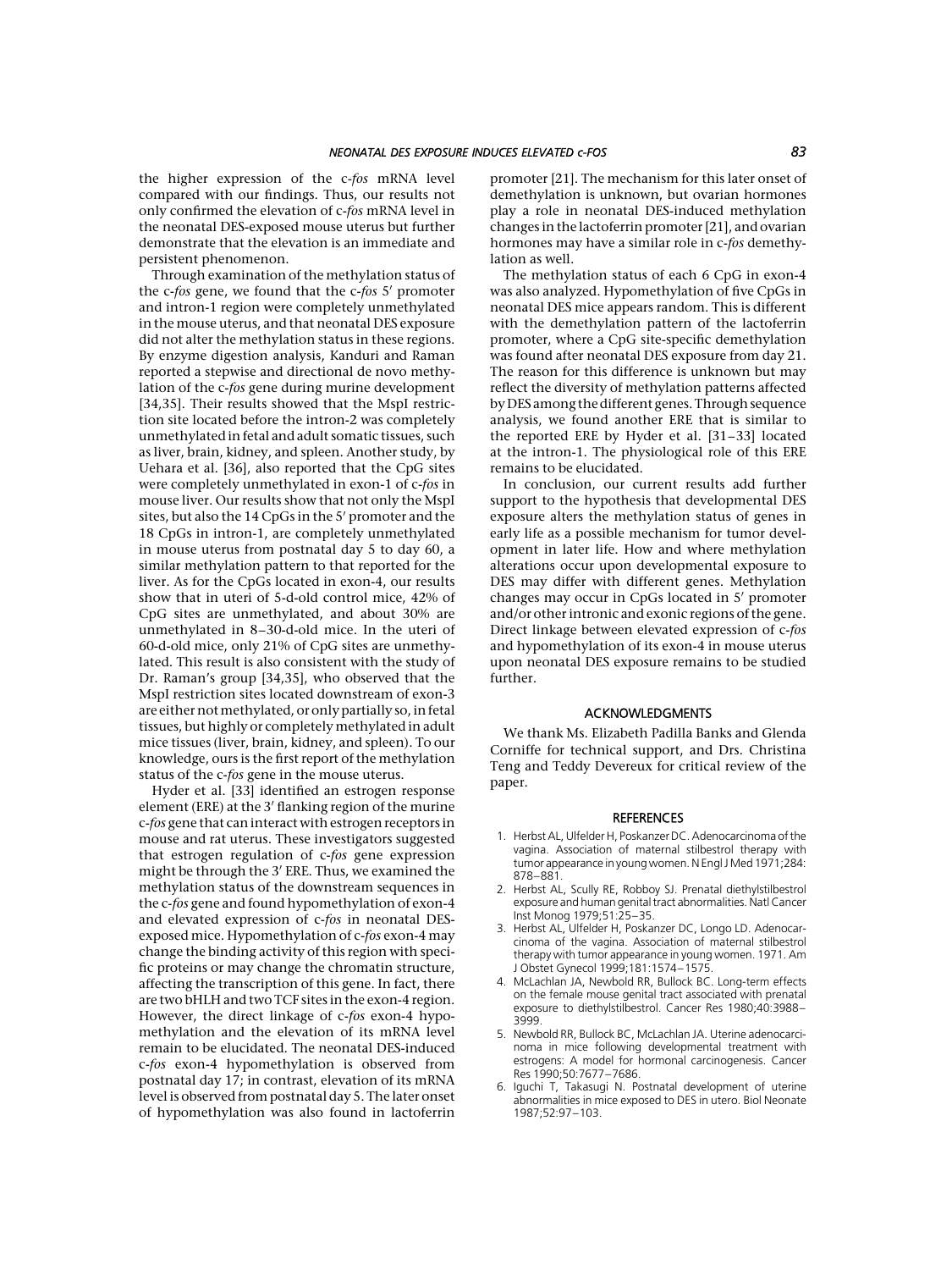the higher expression of the c-*fos* mRNA level compared with our findings. Thus, our results not only confirmed the elevation of c-*fos* mRNA level in the neonatal DES-exposed mouse uterus but further demonstrate that the elevation is an immediate and persistent phenomenon.

Through examination of the methylation status of the c-*fos* gene, we found that the c-*fos* 5′ promoter and intron-1 region were completely unmethylated in the mouse uterus, and that neonatal DES exposure did not alter the methylation status in these regions. By enzyme digestion analysis, Kanduri and Raman reported a stepwise and directional de novo methylation of the c-*fos* gene during murine development [34,35]. Their results showed that the MspI restriction site located before the intron-2 was completely unmethylated in fetal and adult somatic tissues, such as liver, brain, kidney, and spleen. Another study, by Uehara et al. [36], also reported that the CpG sites were completely unmethylated in exon-1 of c-*fos* in mouse liver. Our results show that not only the MspI sites, but also the 14 CpGs in the 5′ promoter and the 18 CpGs in intron-1, are completely unmethylated in mouse uterus from postnatal day 5 to day 60, a similar methylation pattern to that reported for the liver. As for the CpGs located in exon-4, our results show that in uteri of 5-d-old control mice, 42% of CpG sites are unmethylated, and about 30% are unmethylated in 8–30-d-old mice. In the uteri of 60-d-old mice, only 21% of CpG sites are unmethylated. This result is also consistent with the study of Dr. Raman's group [34,35], who observed that the MspI restriction sites located downstream of exon-3 are either not methylated, or only partially so, in fetal tissues, but highly or completely methylated in adult mice tissues (liver, brain, kidney, and spleen). To our knowledge, ours is the first report of the methylation status of the c-*fos* gene in the mouse uterus.

Hyder et al. [33] identified an estrogen response element (ERE) at the 3′ flanking region of the murine c-*fos* gene that can interact with estrogen receptors in mouse and rat uterus. These investigators suggested that estrogen regulation of c-*fos* gene expression might be through the 3′ ERE. Thus, we examined the methylation status of the downstream sequences in the c-*fos* gene and found hypomethylation of exon-4 and elevated expression of c-*fos* in neonatal DES-exposed mice. Hypomethylation of c-*fos* exon-4 may change the binding activity of this region with specific proteins or may change the chromatin structure, affecting the transcription of this gene. In fact, there are two bHLH and two TCF sites in the exon-4 region. However, the direct linkage of c-*fos* exon-4 hypomethylation and the elevation of its mRNA level remain to be elucidated. The neonatal DES-induced c-*fos* exon-4 hypomethylation is observed from postnatal day 17; in contrast, elevation of its mRNA level is observed from postnatal day 5. The later onset of hypomethylation was also found in lactoferrin promoter [21]. The mechanism for this later onset of demethylation is unknown, but ovarian hormones play a role in neonatal DES-induced methylation changes in the lactoferrin promoter [21], and ovarian hormones may have a similar role in c-*fos* demethylation as well.

The methylation status of each 6 CpG in exon-4 was also analyzed. Hypomethylation of five CpGs in neonatal DES mice appears random. This is different with the demethylation pattern of the lactoferrin promoter, where a CpG site-specific demethylation was found after neonatal DES exposure from day 21. The reason for this difference is unknown but may reflect the diversity of methylation patterns affected by DES among the different genes. Through sequence analysis, we found another ERE that is similar to the reported ERE by Hyder et al. [31–33] located at the intron-1. The physiological role of this ERE remains to be elucidated.

In conclusion, our current results add further support to the hypothesis that developmental DES exposure alters the methylation status of genes in early life as a possible mechanism for tumor development in later life. How and where methylation alterations occur upon developmental exposure to DES may differ with different genes. Methylation changes may occur in CpGs located in 5′ promoter and/or other intronic and exonic regions of the gene. Direct linkage between elevated expression of c-*fos* and hypomethylation of its exon-4 in mouse uterus upon neonatal DES exposure remains to be studied further.

## ACKNOWLEDGMENTS

We thank Ms. Elizabeth Padilla Banks and Glenda Corniffe for technical support, and Drs. Christina Teng and Teddy Devereux for critical review of the paper.

## REFERENCES

1. Herbst AL, Ulfelder H, Poskanzer DC. Adenocarcinoma of the vagina. Association of maternal stilbestrol therapy with tumor appearance in young women. N Engl J Med 1971;284:878–881.
2. Herbst AL, Scully RE, Robboy SJ. Prenatal diethylstilbestrol exposure and human genital tract abnormalities. Natl Cancer Inst Monog 1979;51:25–35.
3. Herbst AL, Ulfelder H, Poskanzer DC, Longo LD. Adenocarcinoma of the vagina. Association of maternal stilbestrol therapy with tumor appearance in young women. 1971. Am J Obstet Gynecol 1999;181:1574–1575.
4. McLachlan JA, Newbold RR, Bullock BC. Long-term effects on the female mouse genital tract associated with prenatal exposure to diethylstilbestrol. Cancer Res 1980;40:3988–3999.
5. Newbold RR, Bullock BC, McLachlan JA. Uterine adenocarcinoma in mice following developmental treatment with estrogens: A model for hormonal carcinogenesis. Cancer Res 1990;50:7677–7686.
6. Iguchi T, Takasugi N. Postnatal development of uterine abnormalities in mice exposed to DES in utero. Biol Neonate 1987;52:97–103.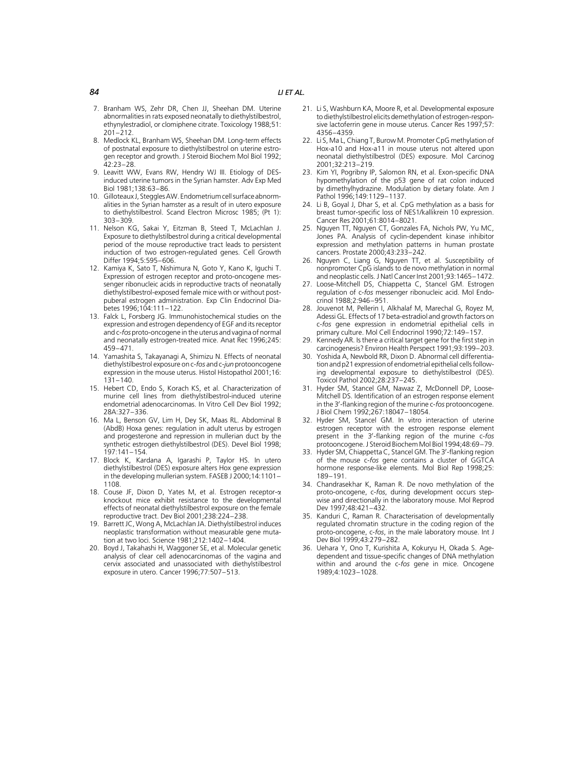7. Branham WS, Zehr DR, Chen JJ, Sheehan DM. Uterine abnormalities in rats exposed neonatally to diethylstilbestrol, ethynylestradiol, or clomiphene citrate. Toxicology 1988;51: 201–212.
8. Medlock KL, Branham WS, Sheehan DM. Long-term effects of postnatal exposure to diethylstilbestrol on uterine estrogen receptor and growth. J Steroid Biochem Mol Biol 1992; 42:23–28.
9. Leavitt WW, Evans RW, Hendry WJ III. Etiology of DES-induced uterine tumors in the Syrian hamster. Adv Exp Med Biol 1981;138:63–86.
10. Gilloteaux J, Steggles AW. Endometrium cell surface abnormalities in the Syrian hamster as a result of in utero exposure to diethylstilbestrol. Scand Electron Microsc 1985; (Pt 1): 303–309.
11. Nelson KG, Sakai Y, Eitzman B, Steed T, McLachlan J. Exposure to diethylstilbestrol during a critical developmental period of the mouse reproductive tract leads to persistent induction of two estrogen-regulated genes. Cell Growth Differ 1994;5:595–606.
12. Kamiya K, Sato T, Nishimura N, Goto Y, Kano K, Iguchi T. Expression of estrogen receptor and proto-oncogene messenger ribonucleic acids in reproductive tracts of neonatally diethylstilbestrol-exposed female mice with or without post-puberal estrogen administration. Exp Clin Endocrinol Diabetes 1996;104:111–122.
13. Falck L, Forsberg JG. Immunohistochemical studies on the expression and estrogen dependency of EGF and its receptor and c-*fos* proto-oncogene in the uterus and vagina of normal and neonatally estrogen-treated mice. Anat Rec 1996;245: 459–471.
14. Yamashita S, Takayanagi A, Shimizu N. Effects of neonatal diethylstilbestrol exposure on c-*fos* and c-*jun* protooncogene expression in the mouse uterus. Histol Histopathol 2001;16: 131–140.
15. Hebert CD, Endo S, Korach KS, et al. Characterization of murine cell lines from diethylstilbestrol-induced uterine endometrial adenocarcinomas. In Vitro Cell Dev Biol 1992; 28A:327–336.
16. Ma L, Benson GV, Lim H, Dey SK, Maas RL. Abdominal B (AbdB) Hoxa genes: regulation in adult uterus by estrogen and progesterone and repression in mullerian duct by the synthetic estrogen diethylstilbestrol (DES). Devel Biol 1998; 197:141–154.
17. Block K, Kardana A, Igarashi P, Taylor HS. In utero diethylstilbestrol (DES) exposure alters Hox gene expression in the developing mullerian system. FASEB J 2000;14:1101–1108.
18. Couse JF, Dixon D, Yates M, et al. Estrogen receptor-α knockout mice exhibit resistance to the developmental effects of neonatal diethylstilbestrol exposure on the female reproductive tract. Dev Biol 2001;238:224–238.
19. Barrett JC, Wong A, McLachlan JA. Diethylstilbestrol induces neoplastic transformation without measurable gene mutation at two loci. Science 1981;212:1402–1404.
20. Boyd J, Takahashi H, Waggoner SE, et al. Molecular genetic analysis of clear cell adenocarcinomas of the vagina and cervix associated and unassociated with diethylstilbestrol exposure in utero. Cancer 1996;77:507–513.
21. Li S, Washburn KA, Moore R, et al. Developmental exposure to diethylstilbestrol elicits demethylation of estrogen-responsive lactoferrin gene in mouse uterus. Cancer Res 1997;57: 4356–4359.
22. Li S, Ma L, Chiang T, Burow M. Promoter CpG methylation of Hox-a10 and Hox-a11 in mouse uterus not altered upon neonatal diethylstilbestrol (DES) exposure. Mol Carcinog 2001;32:213–219.
23. Kim YI, Pogribny IP, Salomon RN, et al. Exon-specific DNA hypomethylation of the p53 gene of rat colon induced by dimethylhydrazine. Modulation by dietary folate. Am J Pathol 1996;149:1129–1137.
24. Li B, Goyal J, Dhar S, et al. CpG methylation as a basis for breast tumor-specific loss of NES1/kallikrein 10 expression. Cancer Res 2001;61:8014–8021.
25. Nguyen TT, Nguyen CT, Gonzales FA, Nichols PW, Yu MC, Jones PA. Analysis of cyclin-dependent kinase inhibitor expression and methylation patterns in human prostate cancers. Prostate 2000;43:233–242.
26. Nguyen C, Liang G, Nguyen TT, et al. Susceptibility of nonpromoter CpG islands to de novo methylation in normal and neoplastic cells. J Natl Cancer Inst 2001;93:1465–1472.
27. Loose-Mitchell DS, Chiappetta C, Stancel GM. Estrogen regulation of c-*fos* messenger ribonucleic acid. Mol Endocrinol 1988;2:946–951.
28. Jouvenot M, Pellerin I, Alkhalaf M, Marechal G, Royez M, Adessi GL. Effects of 17 beta-estradiol and growth factors on c-*fos* gene expression in endometrial epithelial cells in primary culture. Mol Cell Endocrinol 1990;72:149–157.
29. Kennedy AR. Is there a critical target gene for the first step in carcinogenesis? Environ Health Perspect 1991;93:199–203.
30. Yoshida A, Newbold RR, Dixon D. Abnormal cell differentiation and p21 expression of endometrial epithelial cells following developmental exposure to diethylstilbestrol (DES). Toxicol Pathol 2002;28:237–245.
31. Hyder SM, Stancel GM, Nawaz Z, McDonnell DP, Loose-Mitchell DS. Identification of an estrogen response element in the 3′-flanking region of the murine c-*fos* protooncogene. J Biol Chem 1992;267:18047–18054.
32. Hyder SM, Stancel GM. In vitro interaction of uterine estrogen receptor with the estrogen response element present in the 3′-flanking region of the murine c-*fos* protooncogene. J Steroid Biochem Mol Biol 1994;48:69–79.
33. Hyder SM, Chiappetta C, Stancel GM. The 3′-flanking region of the mouse c-*fos* gene contains a cluster of GGTCA hormone response-like elements. Mol Biol Rep 1998;25: 189–191.
34. Chandrasekhar K, Raman R. De novo methylation of the proto-oncogene, c-*fos*, during development occurs stepwise and directionally in the laboratory mouse. Mol Reprod Dev 1997;48:421–432.
35. Kanduri C, Raman R. Characterisation of developmentally regulated chromatin structure in the coding region of the proto-oncogene, c-*fos*, in the male laboratory mouse. Int J Dev Biol 1999;43:279–282.
36. Uehara Y, Ono T, Kurishita A, Kokuryu H, Okada S. Age-dependent and tissue-specific changes of DNA methylation within and around the c-*fos* gene in mice. Oncogene 1989;4:1023–1028.